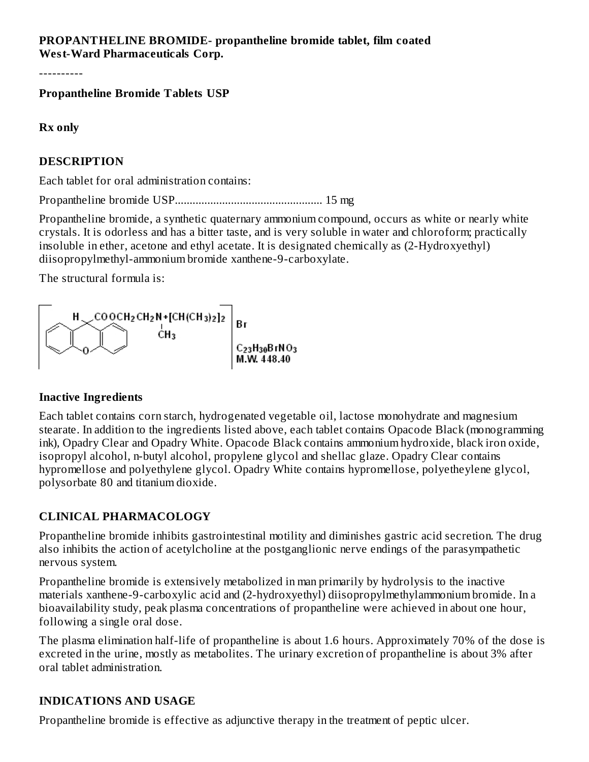**PROPANTHELINE BROMIDE- propantheline bromide tablet, film coated**
**West-Ward Pharmaceuticals Corp.**

----------

**Propantheline Bromide Tablets USP**

**Rx only**

## DESCRIPTION

Each tablet for oral administration contains:

Propantheline bromide USP................................................. 15 mg

Propantheline bromide, a synthetic quaternary ammonium compound, occurs as white or nearly white crystals. It is odorless and has a bitter taste, and is very soluble in water and chloroform; practically insoluble in ether, acetone and ethyl acetate. It is designated chemically as (2-Hydroxyethyl) diisopropylmethyl-ammonium bromide xanthene-9-carboxylate.

The structural formula is:

$$\left[ \text{H} \quad \text{COOCH}_2\text{CH}_2\text{N}^+[\text{CH}(\text{CH}_3)_2]_2 \atop \text{CH}_3 \right] \text{Br}$$

$C_{23}H_{30}BrNO_3$
M.W. 448.40

### Inactive Ingredients

Each tablet contains corn starch, hydrogenated vegetable oil, lactose monohydrate and magnesium stearate. In addition to the ingredients listed above, each tablet contains Opacode Black (monogramming ink), Opadry Clear and Opadry White. Opacode Black contains ammonium hydroxide, black iron oxide, isopropyl alcohol, n-butyl alcohol, propylene glycol and shellac glaze. Opadry Clear contains hypromellose and polyethylene glycol. Opadry White contains hypromellose, polyetheylene glycol, polysorbate 80 and titanium dioxide.

## CLINICAL PHARMACOLOGY

Propantheline bromide inhibits gastrointestinal motility and diminishes gastric acid secretion. The drug also inhibits the action of acetylcholine at the postganglionic nerve endings of the parasympathetic nervous system.

Propantheline bromide is extensively metabolized in man primarily by hydrolysis to the inactive materials xanthene-9-carboxylic acid and (2-hydroxyethyl) diisopropylmethylammonium bromide. In a bioavailability study, peak plasma concentrations of propantheline were achieved in about one hour, following a single oral dose.

The plasma elimination half-life of propantheline is about 1.6 hours. Approximately 70% of the dose is excreted in the urine, mostly as metabolites. The urinary excretion of propantheline is about 3% after oral tablet administration.

## INDICATIONS AND USAGE

Propantheline bromide is effective as adjunctive therapy in the treatment of peptic ulcer.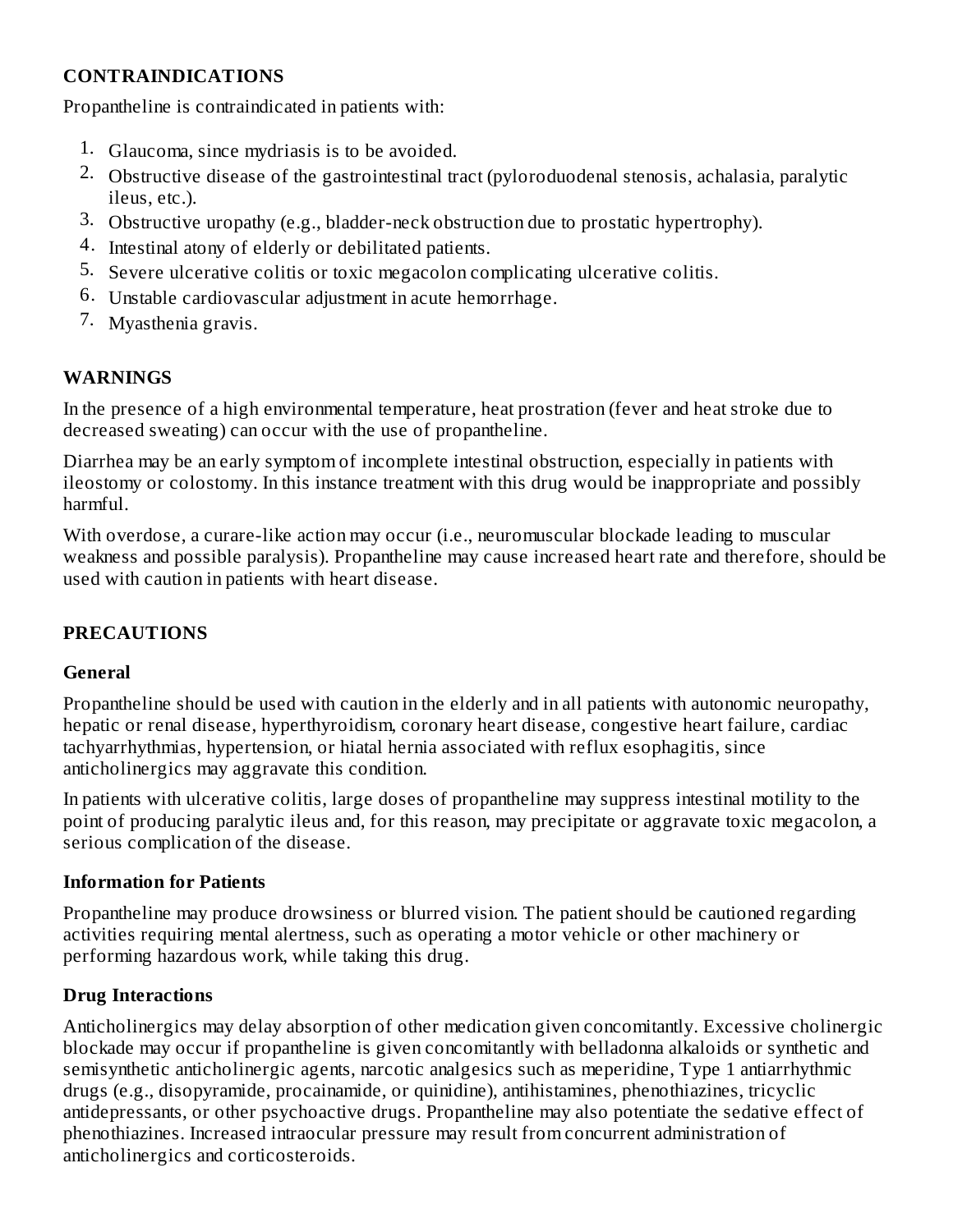## CONTRAINDICATIONS

Propantheline is contraindicated in patients with:

1. Glaucoma, since mydriasis is to be avoided.
2. Obstructive disease of the gastrointestinal tract (pyloroduodenal stenosis, achalasia, paralytic ileus, etc.).
3. Obstructive uropathy (e.g., bladder-neck obstruction due to prostatic hypertrophy).
4. Intestinal atony of elderly or debilitated patients.
5. Severe ulcerative colitis or toxic megacolon complicating ulcerative colitis.
6. Unstable cardiovascular adjustment in acute hemorrhage.
7. Myasthenia gravis.

## WARNINGS

In the presence of a high environmental temperature, heat prostration (fever and heat stroke due to decreased sweating) can occur with the use of propantheline.

Diarrhea may be an early symptom of incomplete intestinal obstruction, especially in patients with ileostomy or colostomy. In this instance treatment with this drug would be inappropriate and possibly harmful.

With overdose, a curare-like action may occur (i.e., neuromuscular blockade leading to muscular weakness and possible paralysis). Propantheline may cause increased heart rate and therefore, should be used with caution in patients with heart disease.

## PRECAUTIONS

### General

Propantheline should be used with caution in the elderly and in all patients with autonomic neuropathy, hepatic or renal disease, hyperthyroidism, coronary heart disease, congestive heart failure, cardiac tachyarrhythmias, hypertension, or hiatal hernia associated with reflux esophagitis, since anticholinergics may aggravate this condition.

In patients with ulcerative colitis, large doses of propantheline may suppress intestinal motility to the point of producing paralytic ileus and, for this reason, may precipitate or aggravate toxic megacolon, a serious complication of the disease.

### Information for Patients

Propantheline may produce drowsiness or blurred vision. The patient should be cautioned regarding activities requiring mental alertness, such as operating a motor vehicle or other machinery or performing hazardous work, while taking this drug.

### Drug Interactions

Anticholinergics may delay absorption of other medication given concomitantly. Excessive cholinergic blockade may occur if propantheline is given concomitantly with belladonna alkaloids or synthetic and semisynthetic anticholinergic agents, narcotic analgesics such as meperidine, Type 1 antiarrhythmic drugs (e.g., disopyramide, procainamide, or quinidine), antihistamines, phenothiazines, tricyclic antidepressants, or other psychoactive drugs. Propantheline may also potentiate the sedative effect of phenothiazines. Increased intraocular pressure may result from concurrent administration of anticholinergics and corticosteroids.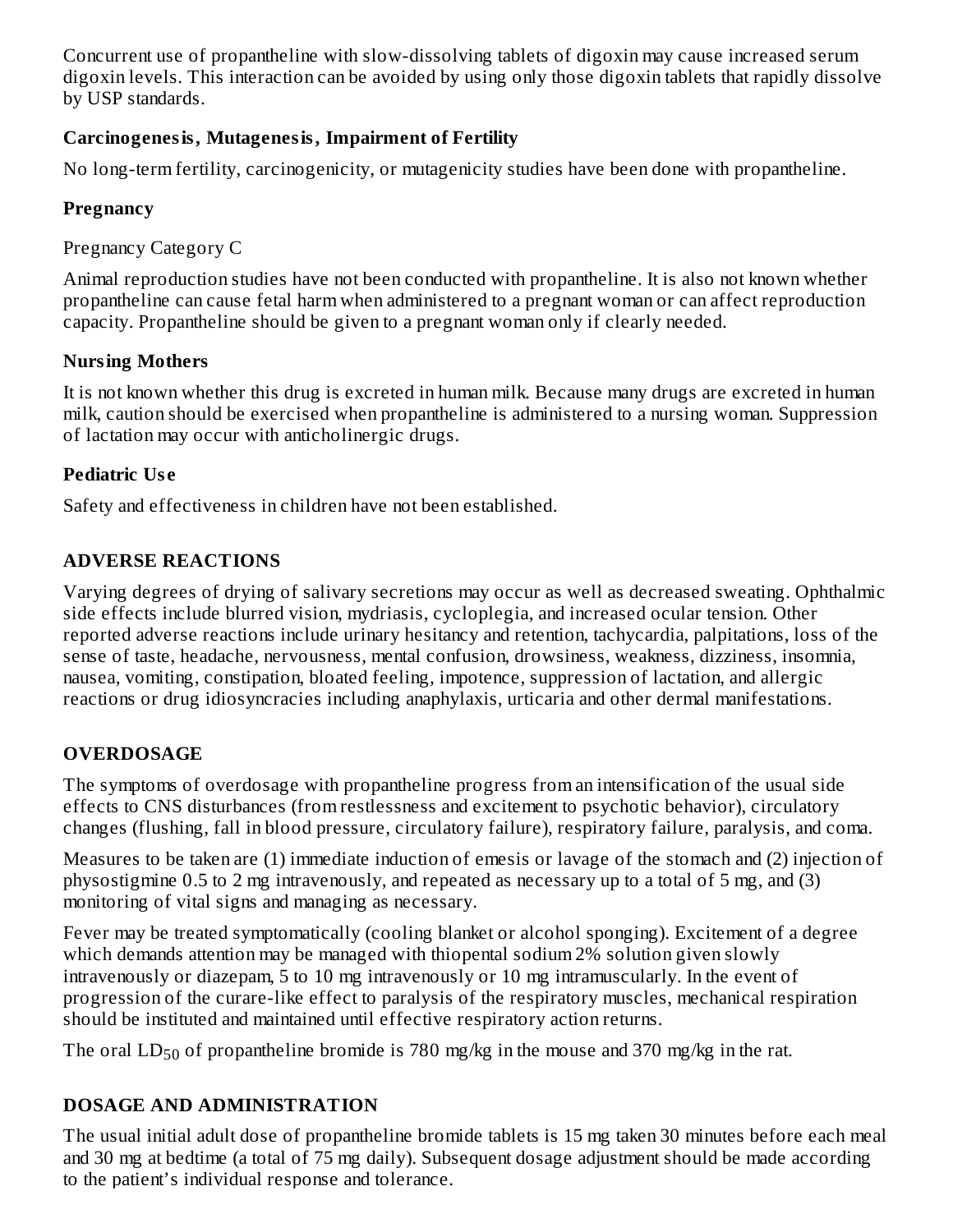Concurrent use of propantheline with slow-dissolving tablets of digoxin may cause increased serum digoxin levels. This interaction can be avoided by using only those digoxin tablets that rapidly dissolve by USP standards.

**Carcinogenesis, Mutagenesis, Impairment of Fertility**

No long-term fertility, carcinogenicity, or mutagenicity studies have been done with propantheline.

**Pregnancy**

Pregnancy Category C

Animal reproduction studies have not been conducted with propantheline. It is also not known whether propantheline can cause fetal harm when administered to a pregnant woman or can affect reproduction capacity. Propantheline should be given to a pregnant woman only if clearly needed.

**Nursing Mothers**

It is not known whether this drug is excreted in human milk. Because many drugs are excreted in human milk, caution should be exercised when propantheline is administered to a nursing woman. Suppression of lactation may occur with anticholinergic drugs.

**Pediatric Use**

Safety and effectiveness in children have not been established.

## ADVERSE REACTIONS

Varying degrees of drying of salivary secretions may occur as well as decreased sweating. Ophthalmic side effects include blurred vision, mydriasis, cycloplegia, and increased ocular tension. Other reported adverse reactions include urinary hesitancy and retention, tachycardia, palpitations, loss of the sense of taste, headache, nervousness, mental confusion, drowsiness, weakness, dizziness, insomnia, nausea, vomiting, constipation, bloated feeling, impotence, suppression of lactation, and allergic reactions or drug idiosyncracies including anaphylaxis, urticaria and other dermal manifestations.

## OVERDOSAGE

The symptoms of overdosage with propantheline progress from an intensification of the usual side effects to CNS disturbances (from restlessness and excitement to psychotic behavior), circulatory changes (flushing, fall in blood pressure, circulatory failure), respiratory failure, paralysis, and coma.

Measures to be taken are (1) immediate induction of emesis or lavage of the stomach and (2) injection of physostigmine 0.5 to 2 mg intravenously, and repeated as necessary up to a total of 5 mg, and (3) monitoring of vital signs and managing as necessary.

Fever may be treated symptomatically (cooling blanket or alcohol sponging). Excitement of a degree which demands attention may be managed with thiopental sodium 2% solution given slowly intravenously or diazepam, 5 to 10 mg intravenously or 10 mg intramuscularly. In the event of progression of the curare-like effect to paralysis of the respiratory muscles, mechanical respiration should be instituted and maintained until effective respiratory action returns.

The oral $LD_{50}$ of propantheline bromide is 780 mg/kg in the mouse and 370 mg/kg in the rat.

## DOSAGE AND ADMINISTRATION

The usual initial adult dose of propantheline bromide tablets is 15 mg taken 30 minutes before each meal and 30 mg at bedtime (a total of 75 mg daily). Subsequent dosage adjustment should be made according to the patient's individual response and tolerance.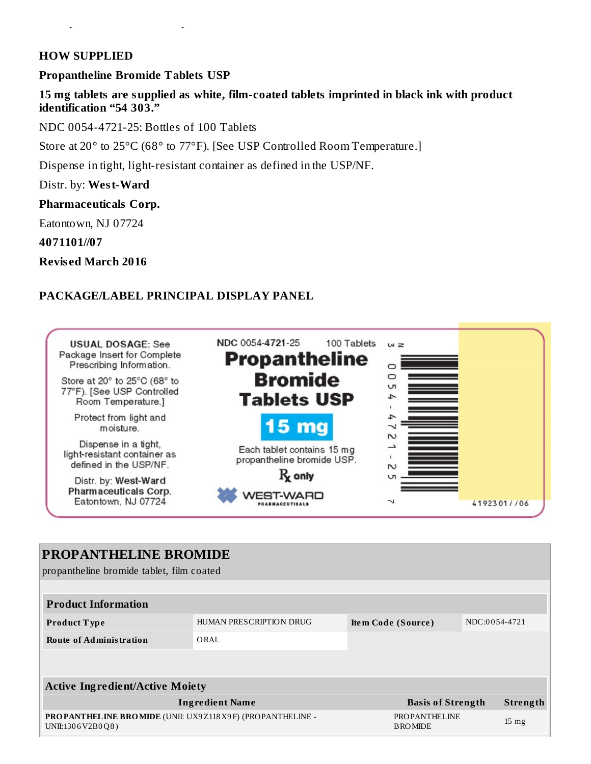## HOW SUPPLIED

**Propantheline Bromide Tablets USP**

**15 mg tablets are supplied as white, film-coated tablets imprinted in black ink with product identification “54 303.”**

NDC 0054-4721-25: Bottles of 100 Tablets

Store at 20° to 25°C (68° to 77°F). [See USP Controlled Room Temperature.]

Dispense in tight, light-resistant container as defined in the USP/NF.

Distr. by: **West-Ward**

**Pharmaceuticals Corp.**

Eatontown, NJ 07724

**4071101//07**

**Revised March 2016**

## PACKAGE/LABEL PRINCIPAL DISPLAY PANEL

**USUAL DOSAGE:** See Package Insert for Complete Prescribing Information.

Store at 20° to 25°C (68° to 77°F). [See USP Controlled Room Temperature.]

Protect from light and moisture.

Dispense in a tight, light-resistant container as defined in the USP/NF.

Distr. by: **West-Ward Pharmaceuticals Corp.** Eatontown, NJ 07724

NDC 0054-4721-25 100 Tablets

**Propantheline Bromide Tablets USP**

**15 mg**

Each tablet contains 15 mg propantheline bromide USP.

℞ only

WEST-WARD PHARMACEUTICALS

3 0054-4721-25 7

4192301//06

## PROPANTHELINE BROMIDE

propantheline bromide tablet, film coated

| Product Information | | | |
|---|---|---|---|
| **Product Type** | HUMAN PRESCRIPTION DRUG | **Item Code (Source)** | NDC:0054-4721 |
| **Route of Administration** | ORAL | | |

| Active Ingredient/Active Moiety | | |
|---|---|---|
| **Ingredient Name** | **Basis of Strength** | **Strength** |
| **PROPANTHELINE BROMIDE** (UNII: UX9Z118X9F) (PROPANTHELINE - UNII:1306V2B0Q8) | PROPANTHELINE BROMIDE | 15 mg |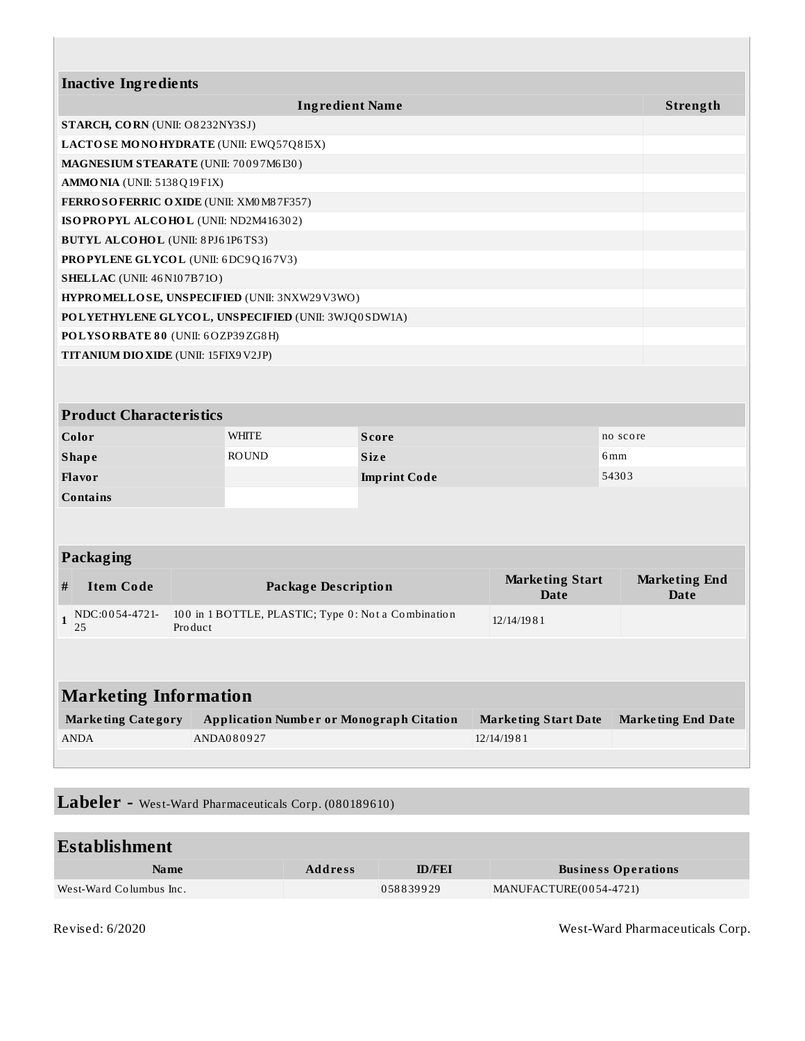| Inactive Ingredients | |
|---|---|
| **Ingredient Name** | **Strength** |
| **STARCH, CORN** (UNII: O8232NY3SJ) | |
| **LACTOSE MONOHYDRATE** (UNII: EWQ57Q8I5X) | |
| **MAGNESIUM STEARATE** (UNII: 70097M6I30) | |
| **AMMONIA** (UNII: 5138Q19F1X) | |
| **FERROSOFERRIC OXIDE** (UNII: XM0M87F357) | |
| **ISOPROPYL ALCOHOL** (UNII: ND2M416302) | |
| **BUTYL ALCOHOL** (UNII: 8PJ61P6TS3) | |
| **PROPYLENE GLYCOL** (UNII: 6DC9Q167V3) | |
| **SHELLAC** (UNII: 46N107B71O) | |
| **HYPROMELLOSE, UNSPECIFIED** (UNII: 3NXW29V3WO) | |
| **POLYETHYLENE GLYCOL, UNSPECIFIED** (UNII: 3WJQ0SDW1A) | |
| **POLYSORBATE 80** (UNII: 6OZP39ZG8H) | |
| **TITANIUM DIOXIDE** (UNII: 15FIX9V2JP) | |

| Product Characteristics | | | |
|---|---|---|---|
| **Color** | WHITE | **Score** | no score |
| **Shape** | ROUND | **Size** | 6mm |
| **Flavor** | | **Imprint Code** | 54303 |
| **Contains** | | | |

| Packaging | | | | |
|---|---|---|---|---|
| **#** | **Item Code** | **Package Description** | **Marketing Start Date** | **Marketing End Date** |
| 1 | NDC:0054-4721-25 | 100 in 1 BOTTLE, PLASTIC; Type 0: Not a Combination Product | 12/14/1981 | |

| Marketing Information | | | |
|---|---|---|---|
| **Marketing Category** | **Application Number or Monograph Citation** | **Marketing Start Date** | **Marketing End Date** |
| ANDA | ANDA080927 | 12/14/1981 | |

## Labeler - West-Ward Pharmaceuticals Corp. (080189610)

| Establishment | | | |
|---|---|---|---|
| **Name** | **Address** | **ID/FEI** | **Business Operations** |
| West-Ward Columbus Inc. | | 058839929 | MANUFACTURE(0054-4721) |

Revised: 6/2020

West-Ward Pharmaceuticals Corp.